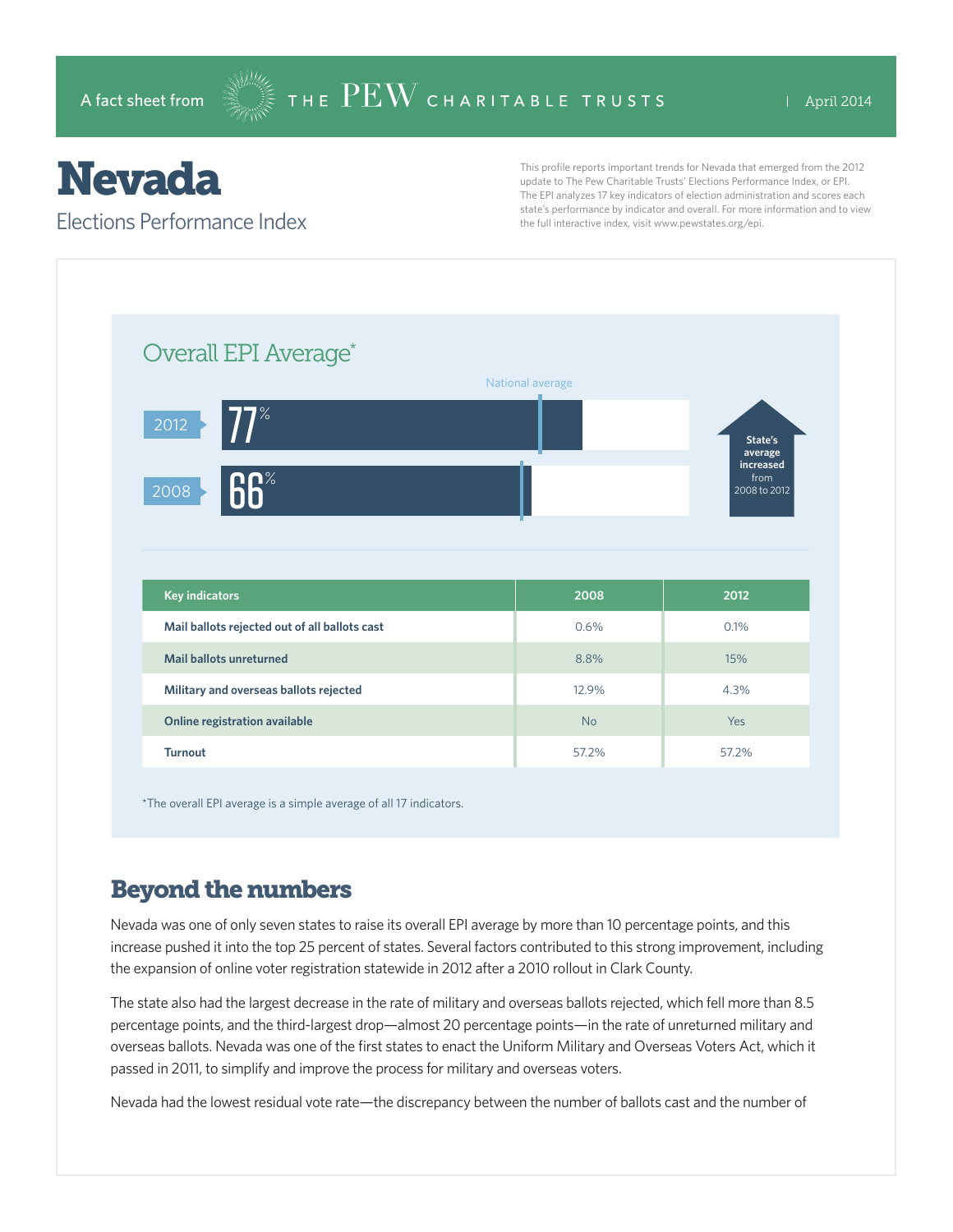A fact sheet from THE PEW CHARITABLE TRUSTS | April 2014

# Nevada

## Elections Performance Index

This profile reports important trends for Nevada that emerged from the 2012 update to The Pew Charitable Trusts' Elections Performance Index, or EPI. The EPI analyzes 17 key indicators of election administration and scores each state's performance by indicator and overall. For more information and to view the full interactive index, visit www.pewstates.org/epi.

### Overall EPI Average*

National average

2012: 77%

2008: 66%

State's average increased from 2008 to 2012

| Key indicators | 2008 | 2012 |
|---|---|---|
| Mail ballots rejected out of all ballots cast | 0.6% | 0.1% |
| Mail ballots unreturned | 8.8% | 15% |
| Military and overseas ballots rejected | 12.9% | 4.3% |
| Online registration available | No | Yes |
| Turnout | 57.2% | 57.2% |

*The overall EPI average is a simple average of all 17 indicators.

## Beyond the numbers

Nevada was one of only seven states to raise its overall EPI average by more than 10 percentage points, and this increase pushed it into the top 25 percent of states. Several factors contributed to this strong improvement, including the expansion of online voter registration statewide in 2012 after a 2010 rollout in Clark County.

The state also had the largest decrease in the rate of military and overseas ballots rejected, which fell more than 8.5 percentage points, and the third-largest drop—almost 20 percentage points—in the rate of unreturned military and overseas ballots. Nevada was one of the first states to enact the Uniform Military and Overseas Voters Act, which it passed in 2011, to simplify and improve the process for military and overseas voters.

Nevada had the lowest residual vote rate—the discrepancy between the number of ballots cast and the number of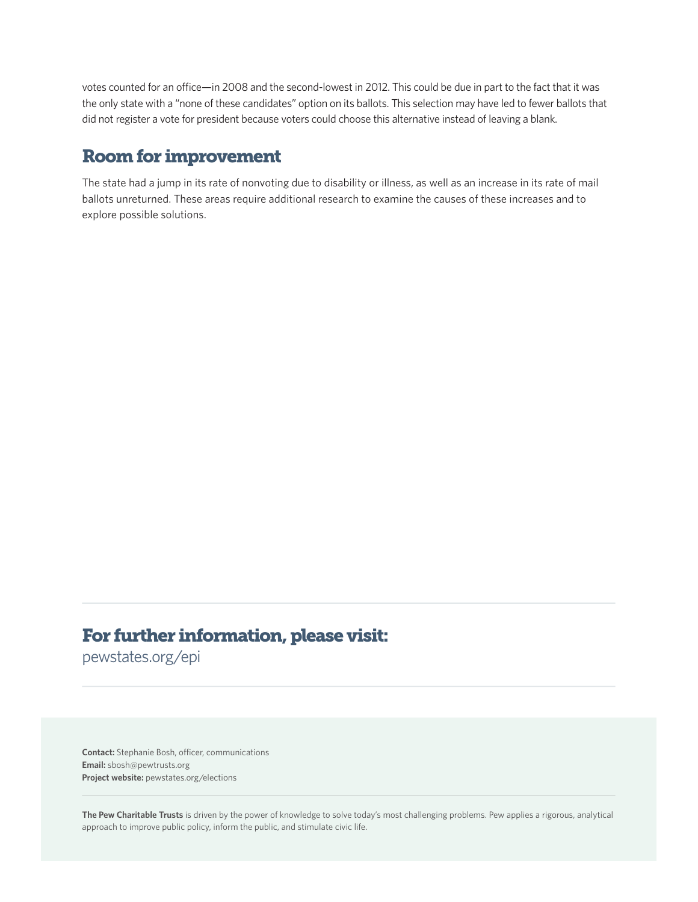votes counted for an office—in 2008 and the second-lowest in 2012. This could be due in part to the fact that it was the only state with a "none of these candidates" option on its ballots. This selection may have led to fewer ballots that did not register a vote for president because voters could choose this alternative instead of leaving a blank.

## Room for improvement

The state had a jump in its rate of nonvoting due to disability or illness, as well as an increase in its rate of mail ballots unreturned. These areas require additional research to examine the causes of these increases and to explore possible solutions.

## For further information, please visit:

pewstates.org/epi

**Contact:** Stephanie Bosh, officer, communications
**Email:** sbosh@pewtrusts.org
**Project website:** pewstates.org/elections

**The Pew Charitable Trusts** is driven by the power of knowledge to solve today's most challenging problems. Pew applies a rigorous, analytical approach to improve public policy, inform the public, and stimulate civic life.